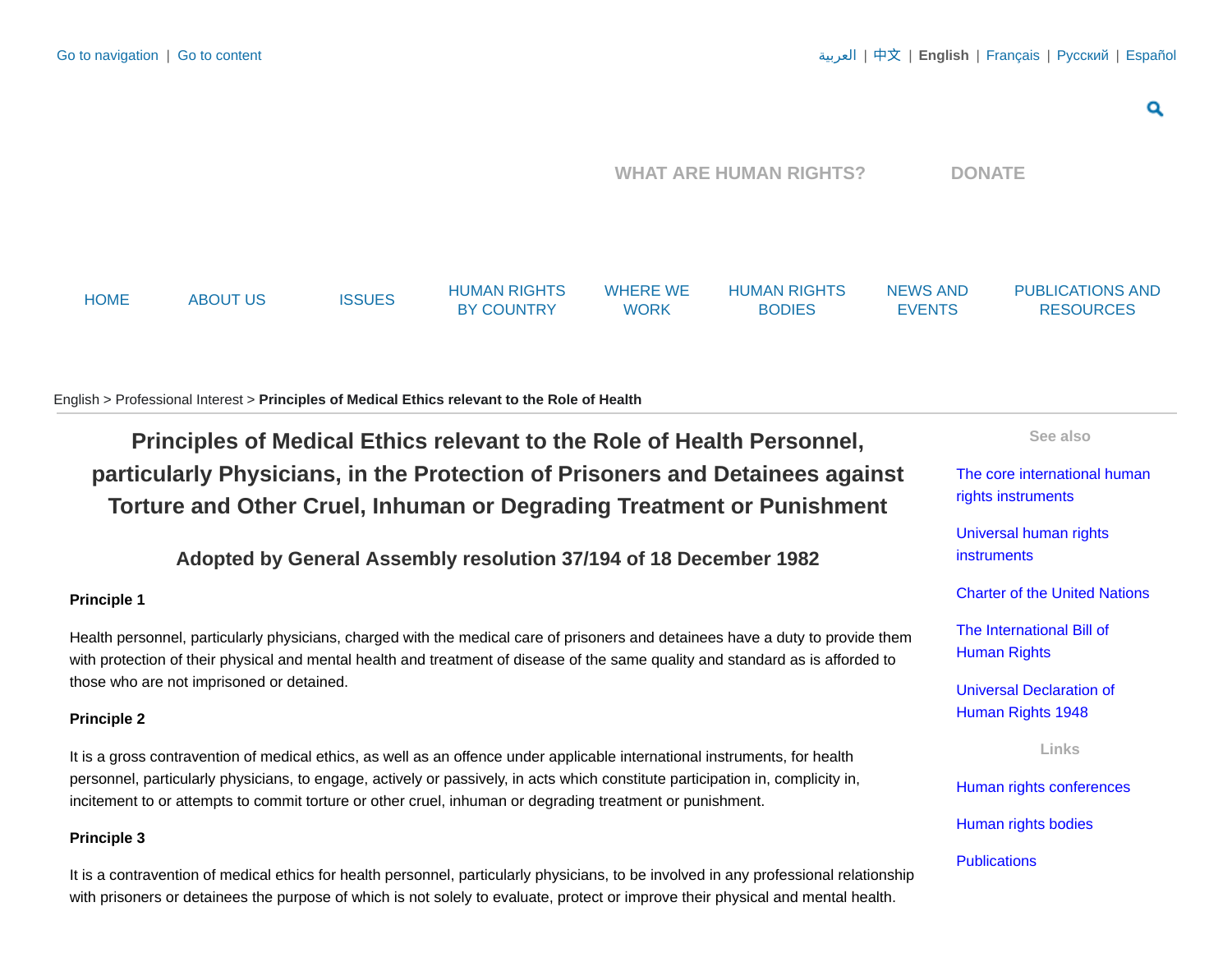Go to navigation | Go to content

العربية | 中文 | **English** | Français | Русский | Español

WHAT ARE HUMAN RIGHTS? DONATE

HOME | ABOUT US | ISSUES | HUMAN RIGHTS BY COUNTRY | WHERE WE WORK | HUMAN RIGHTS BODIES | NEWS AND EVENTS | PUBLICATIONS AND RESOURCES

English > Professional Interest > **Principles of Medical Ethics relevant to the Role of Health**

# Principles of Medical Ethics relevant to the Role of Health Personnel, particularly Physicians, in the Protection of Prisoners and Detainees against Torture and Other Cruel, Inhuman or Degrading Treatment or Punishment

## Adopted by General Assembly resolution 37/194 of 18 December 1982

**Principle 1**

Health personnel, particularly physicians, charged with the medical care of prisoners and detainees have a duty to provide them with protection of their physical and mental health and treatment of disease of the same quality and standard as is afforded to those who are not imprisoned or detained.

**Principle 2**

It is a gross contravention of medical ethics, as well as an offence under applicable international instruments, for health personnel, particularly physicians, to engage, actively or passively, in acts which constitute participation in, complicity in, incitement to or attempts to commit torture or other cruel, inhuman or degrading treatment or punishment.

**Principle 3**

It is a contravention of medical ethics for health personnel, particularly physicians, to be involved in any professional relationship with prisoners or detainees the purpose of which is not solely to evaluate, protect or improve their physical and mental health.

**See also**

- The core international human rights instruments
- Universal human rights instruments
- Charter of the United Nations
- The International Bill of Human Rights
- Universal Declaration of Human Rights 1948

**Links**

- Human rights conferences
- Human rights bodies
- Publications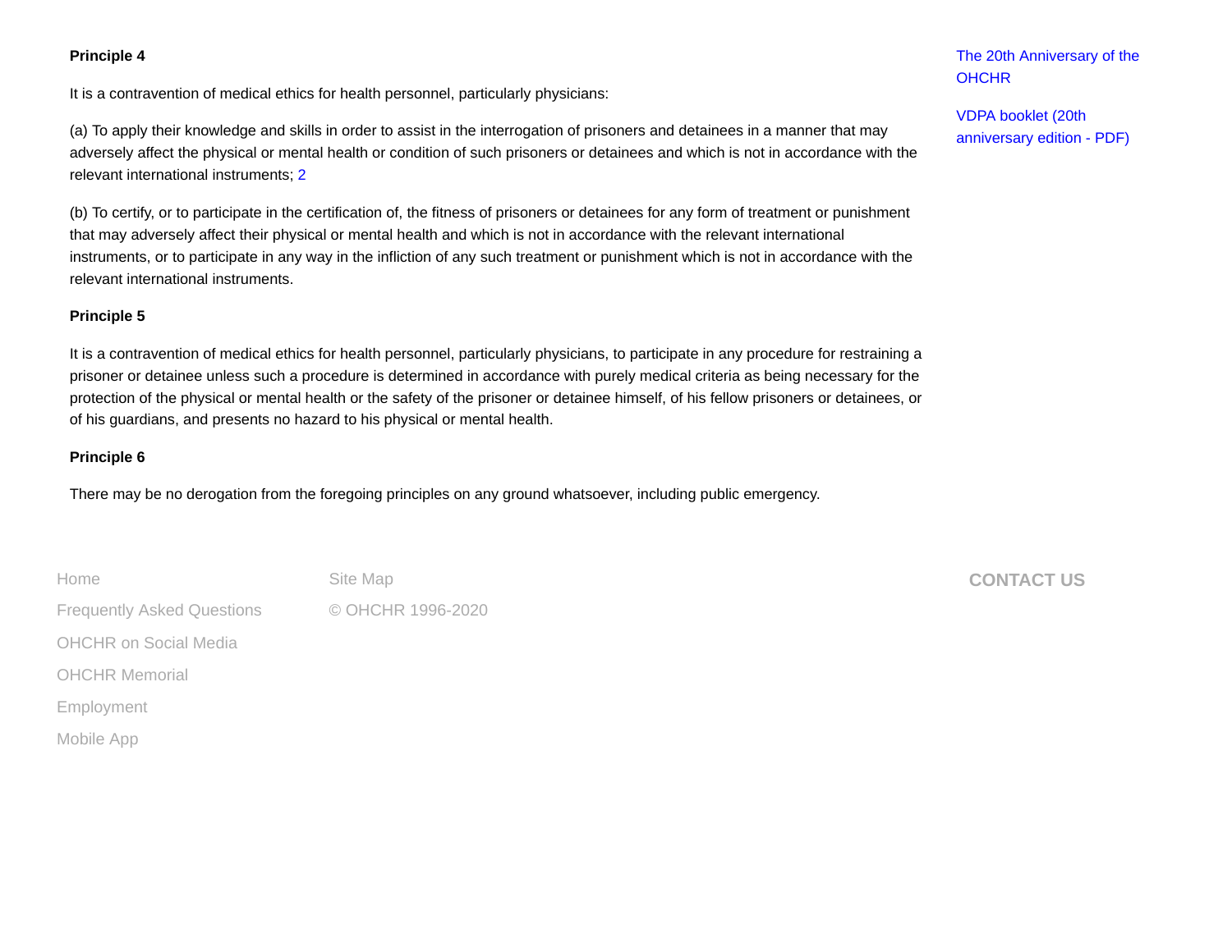**Principle 4**

It is a contravention of medical ethics for health personnel, particularly physicians:

(a) To apply their knowledge and skills in order to assist in the interrogation of prisoners and detainees in a manner that may adversely affect the physical or mental health or condition of such prisoners or detainees and which is not in accordance with the relevant international instruments; [2]

(b) To certify, or to participate in the certification of, the fitness of prisoners or detainees for any form of treatment or punishment that may adversely affect their physical or mental health and which is not in accordance with the relevant international instruments, or to participate in any way in the infliction of any such treatment or punishment which is not in accordance with the relevant international instruments.

**Principle 5**

It is a contravention of medical ethics for health personnel, particularly physicians, to participate in any procedure for restraining a prisoner or detainee unless such a procedure is determined in accordance with purely medical criteria as being necessary for the protection of the physical or mental health or the safety of the prisoner or detainee himself, of his fellow prisoners or detainees, or of his guardians, and presents no hazard to his physical or mental health.

**Principle 6**

There may be no derogation from the foregoing principles on any ground whatsoever, including public emergency.

The 20th Anniversary of the OHCHR

VDPA booklet (20th anniversary edition - PDF)

Home

Frequently Asked Questions

OHCHR on Social Media

OHCHR Memorial

Employment

Mobile App

Site Map

© OHCHR 1996-2020

CONTACT US